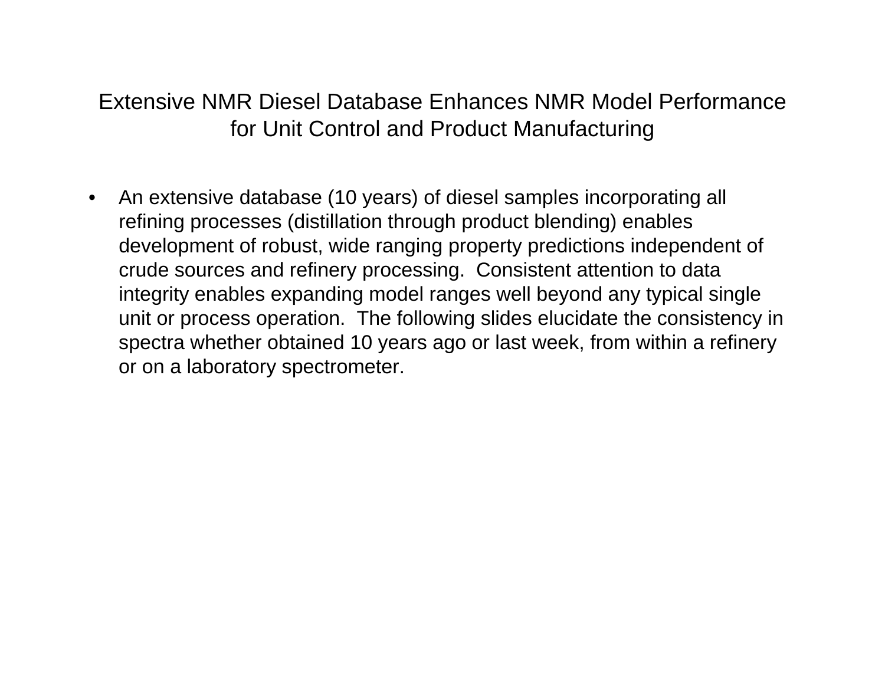# Extensive NMR Diesel Database Enhances NMR Model Performance for Unit Control and Product Manufacturing

- An extensive database (10 years) of diesel samples incorporating all refining processes (distillation through product blending) enables development of robust, wide ranging property predictions independent of crude sources and refinery processing. Consistent attention to data integrity enables expanding model ranges well beyond any typical single unit or process operation. The following slides elucidate the consistency in spectra whether obtained 10 years ago or last week, from within a refinery or on a laboratory spectrometer.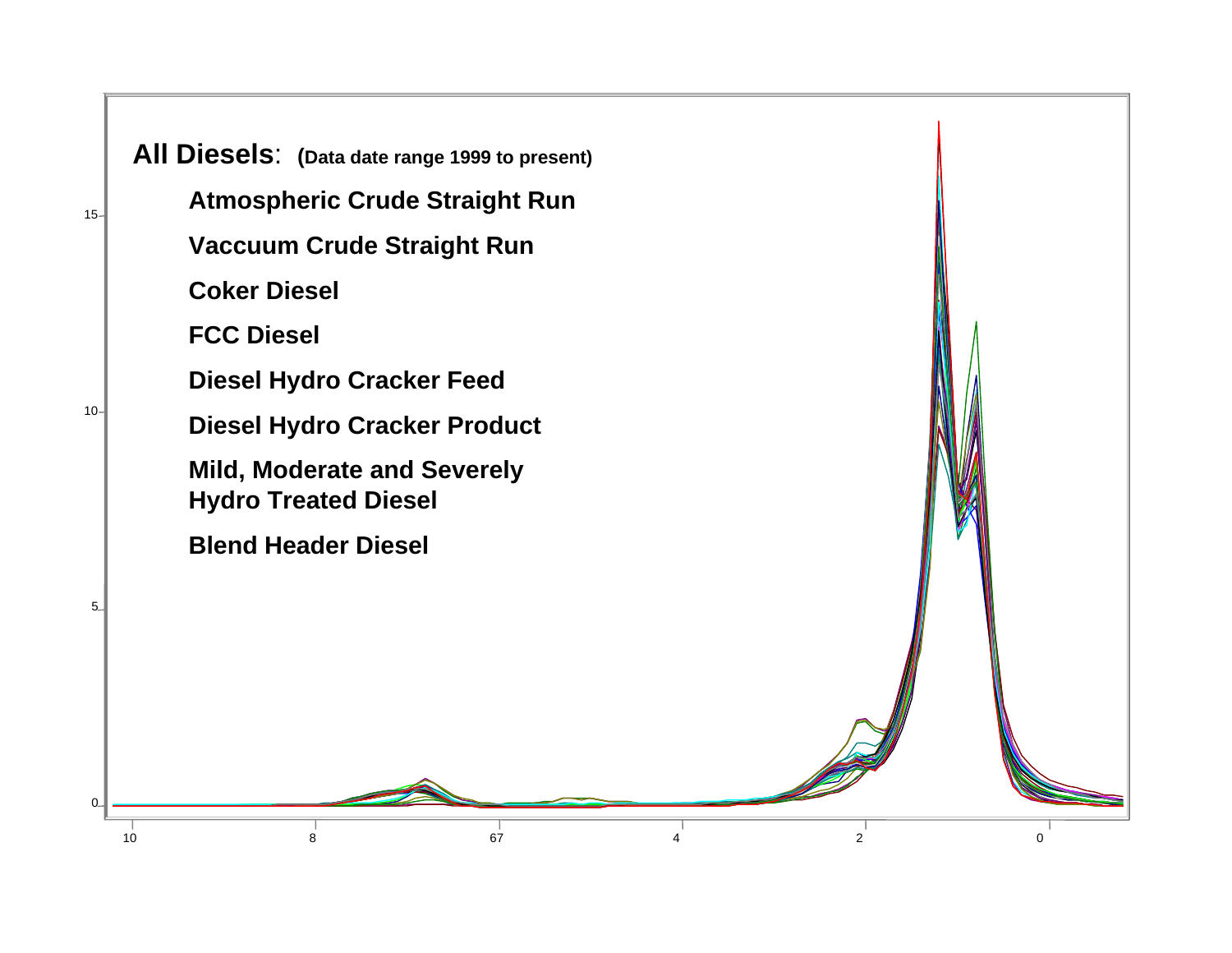**All Diesels**: **(Data date range 1999 to present)**

**Atmospheric Crude Straight Run**

**Vaccuum Crude Straight Run**

**Coker Diesel**

**FCC Diesel**

**Diesel Hydro Cracker Feed**

**Diesel Hydro Cracker Product**

**Mild, Moderate and Severely Hydro Treated Diesel**

**Blend Header Diesel**

15

10

5

0

10

8

67

4

2

0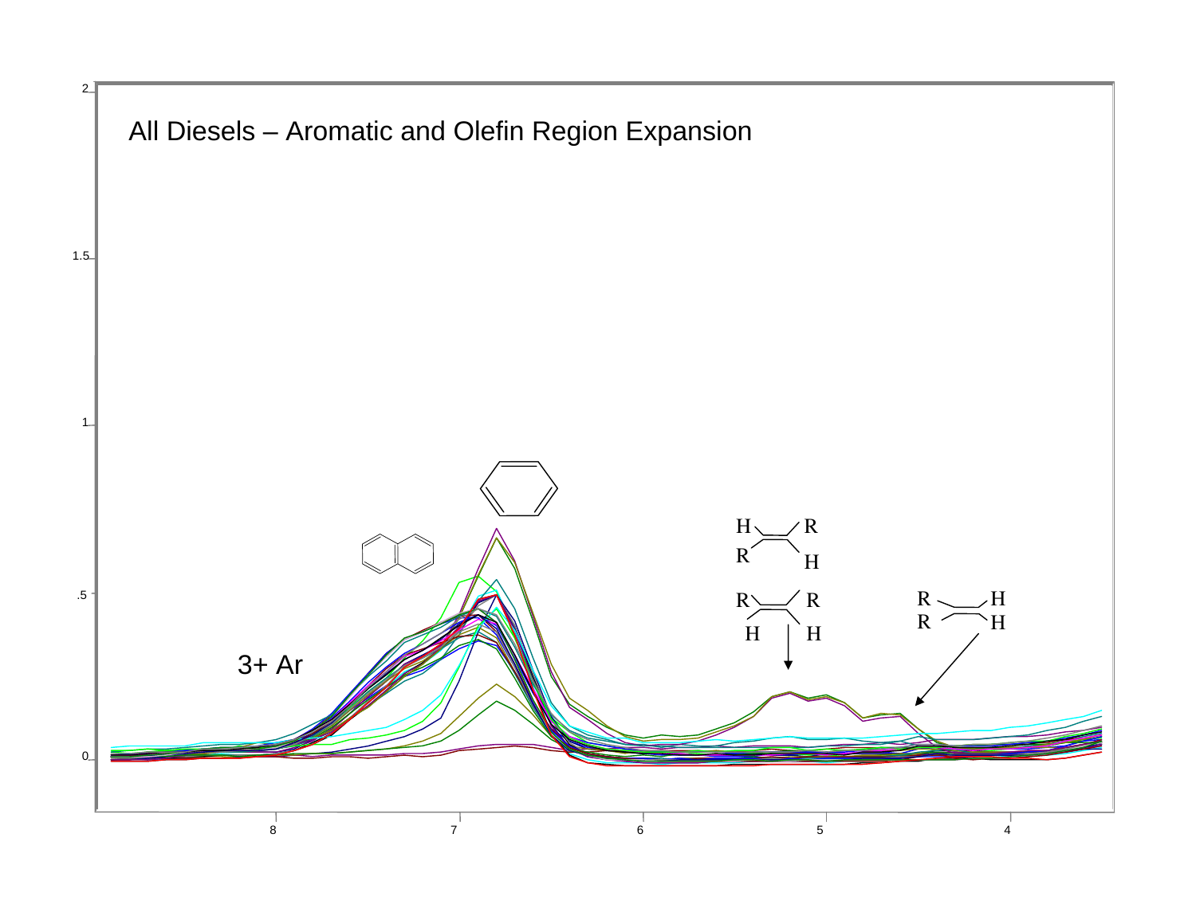All Diesels – Aromatic and Olefin Region Expansion

2

1.5

1

.5

0

3+ Ar

H R
R H

R R
H H

R H
R H

8

7

6

5

4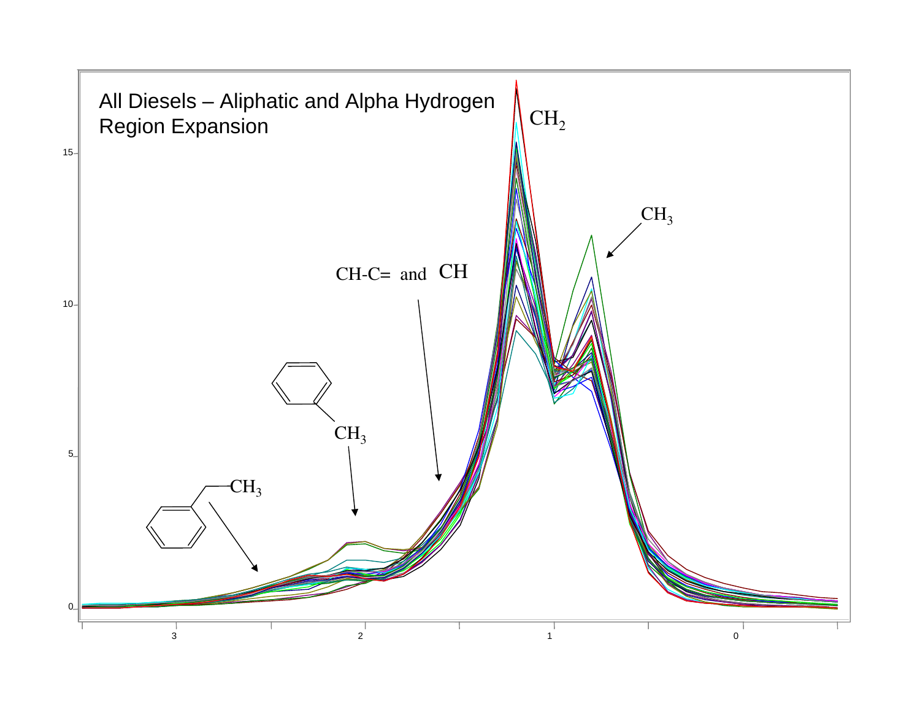All Diesels – Aliphatic and Alpha Hydrogen Region Expansion

$CH_2$

$CH_3$

CH-C= and CH

$CH_3$

$CH_3$

15

10

5

0

3

2

1

0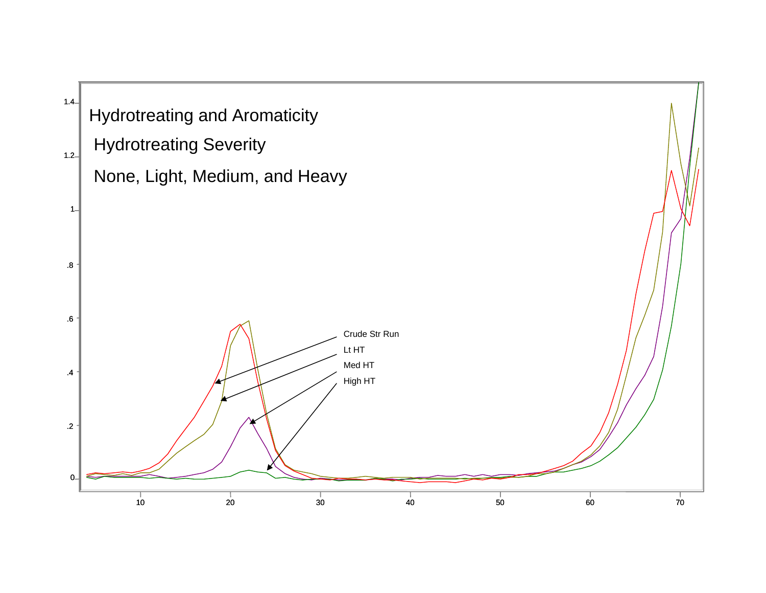Hydrotreating and Aromaticity

Hydrotreating Severity

None, Light, Medium, and Heavy

Crude Str Run

Lt HT

Med HT

High HT

1.4

1.2

1

.8

.6

.4

.2

0

10

20

30

40

50

60

70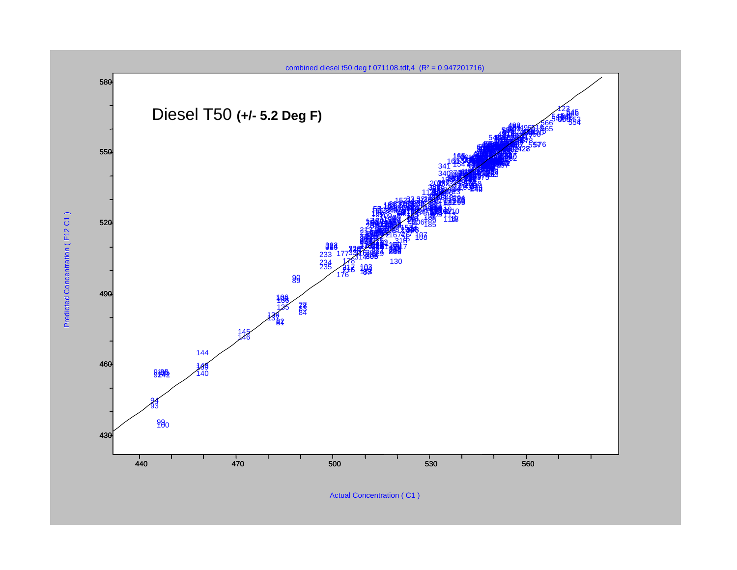combined diesel t50 deg f 071108.tdf,4 ($R^2$ = 0.947201716)

Diesel T50 **(+/- 5.2 Deg F)**

Predicted Concentration ( F12 C1 )

580
550
520
490
460
430

440
470
500
530
560

Actual Concentration ( C1 )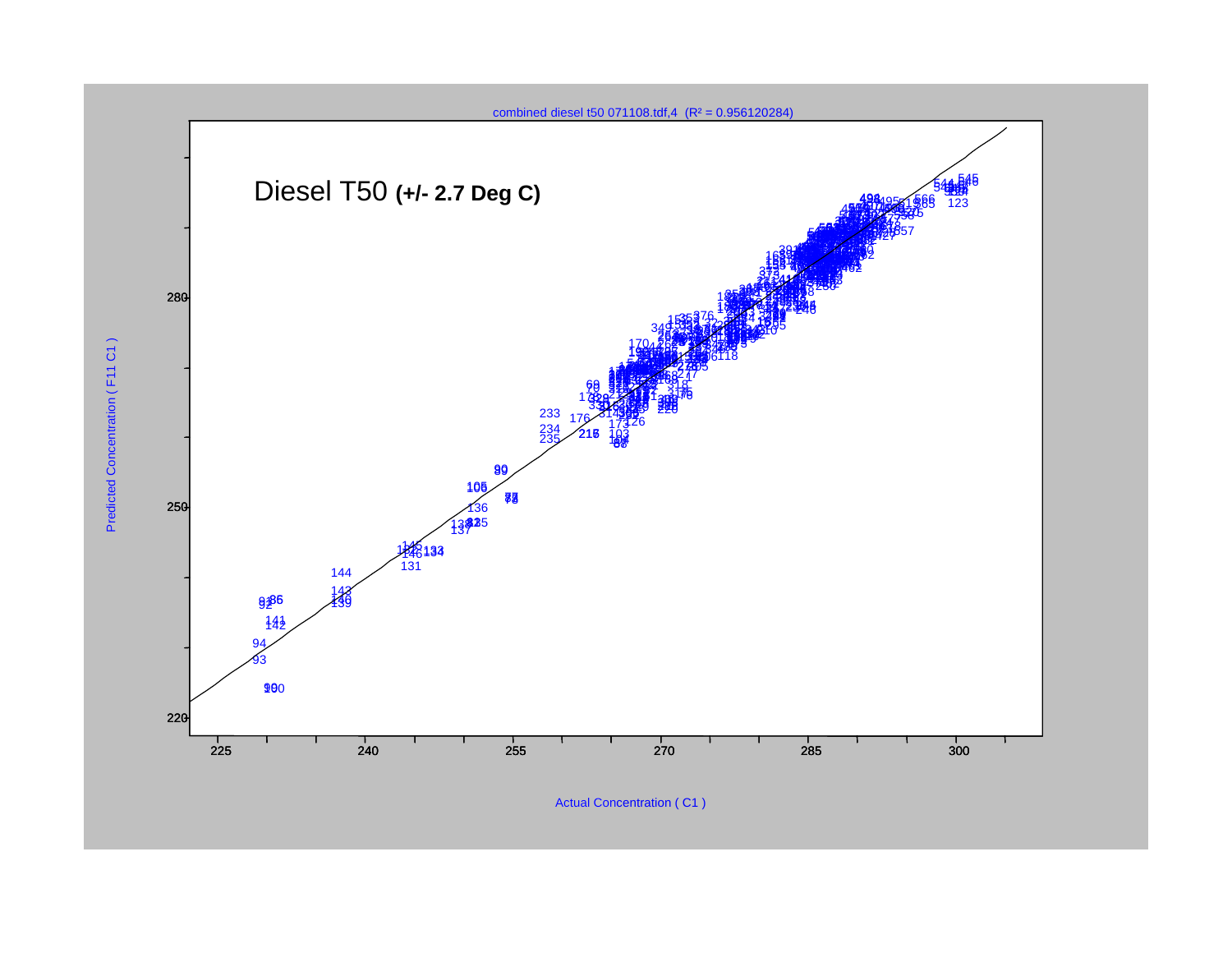combined diesel t50 071108.tdf,4 ($R^2$ = 0.956120284)

Diesel T50 **(+/- 2.7 Deg C)**

Predicted Concentration ( F11 C1 )

220
250
280

225
240
255
270
285
300

Actual Concentration ( C1 )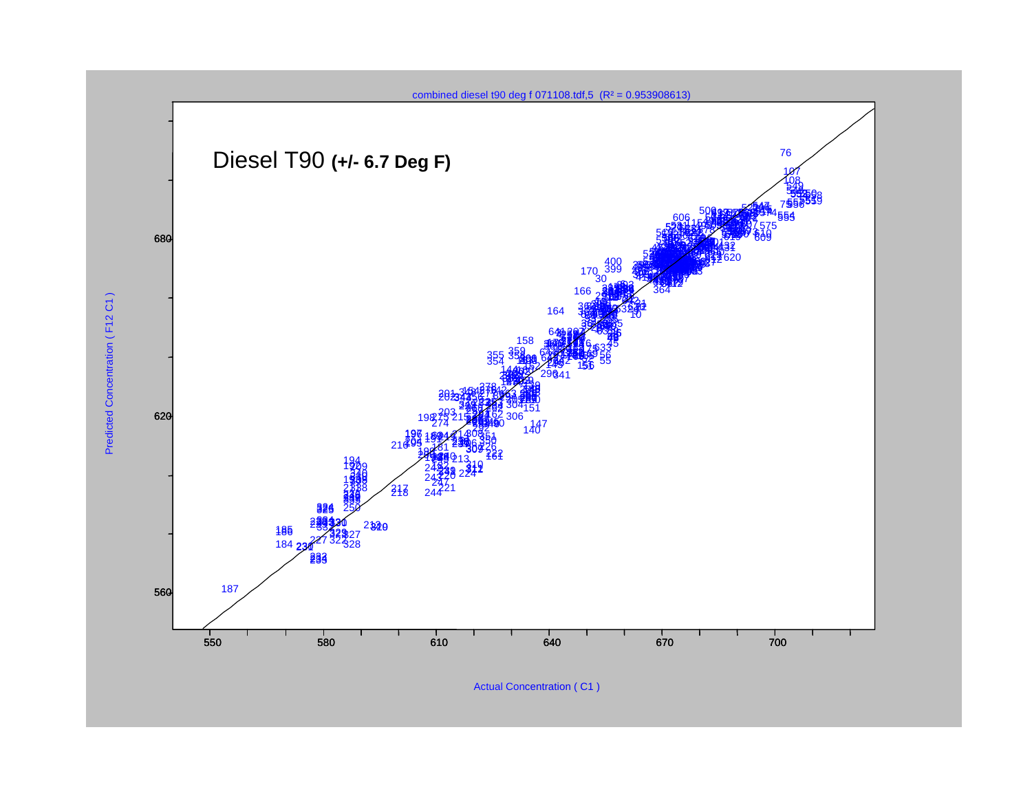combined diesel t90 deg f 071108.tdf,5 ($R^2$ = 0.953908613)

Diesel T90 **(+/- 6.7 Deg F)**

Predicted Concentration ( F12 C1 )

560
620
680

550
580
610
640
670
700

Actual Concentration ( C1 )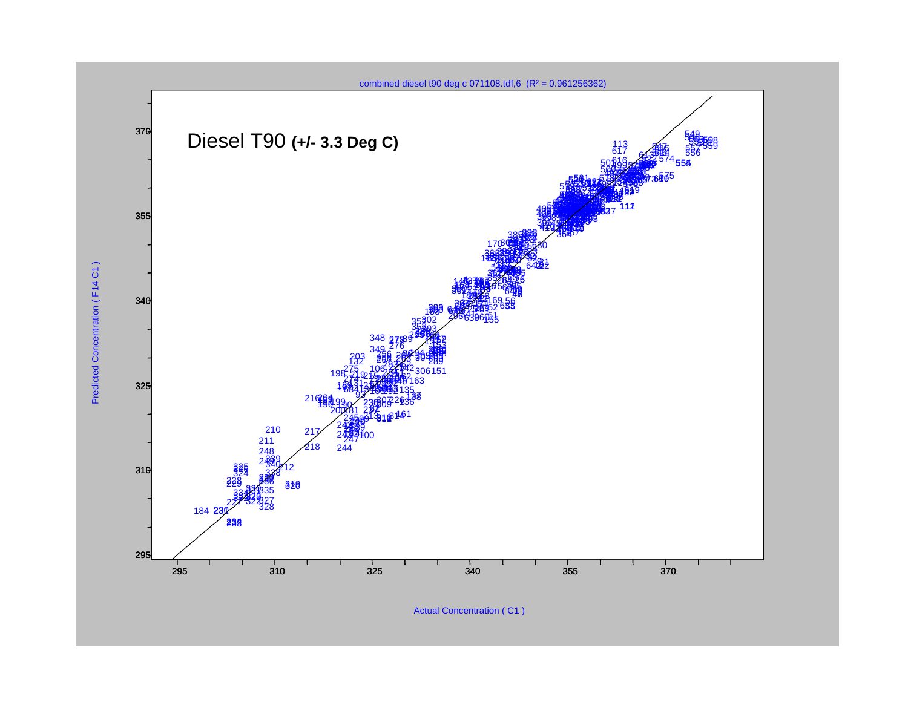combined diesel t90 deg c 071108.tdf,6 ($R^2$ = 0.961256362)

Diesel T90 **(+/- 3.3 Deg C)**

Predicted Concentration ( F14 C1 )

Actual Concentration ( C1 )

295
310
325
340
355
370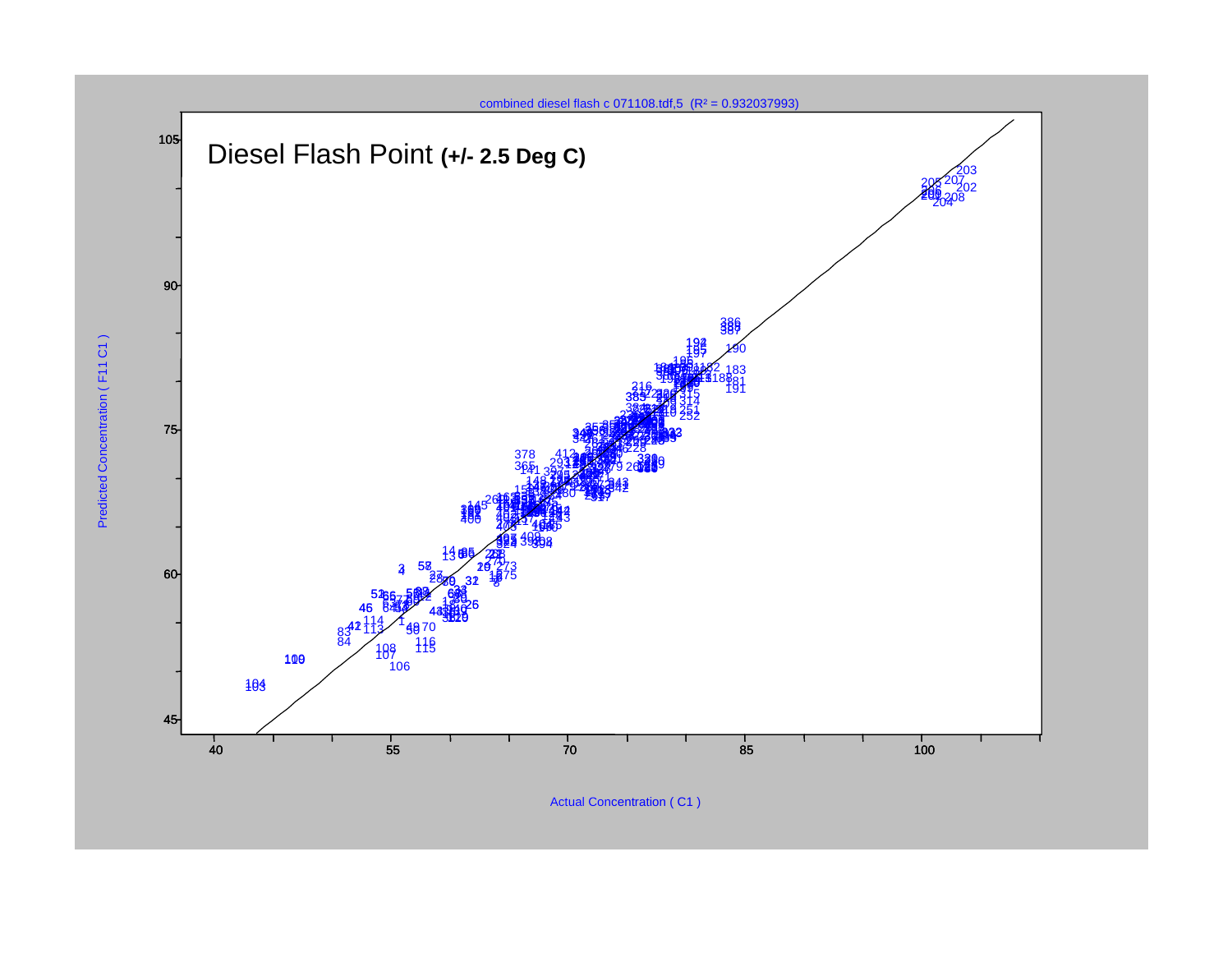combined diesel flash c 071108.tdf,5 ($R^2$ = 0.932037993)

# Diesel Flash Point **(+/- 2.5 Deg C)**

Predicted Concentration ( F11 C1 )

Actual Concentration ( C1 )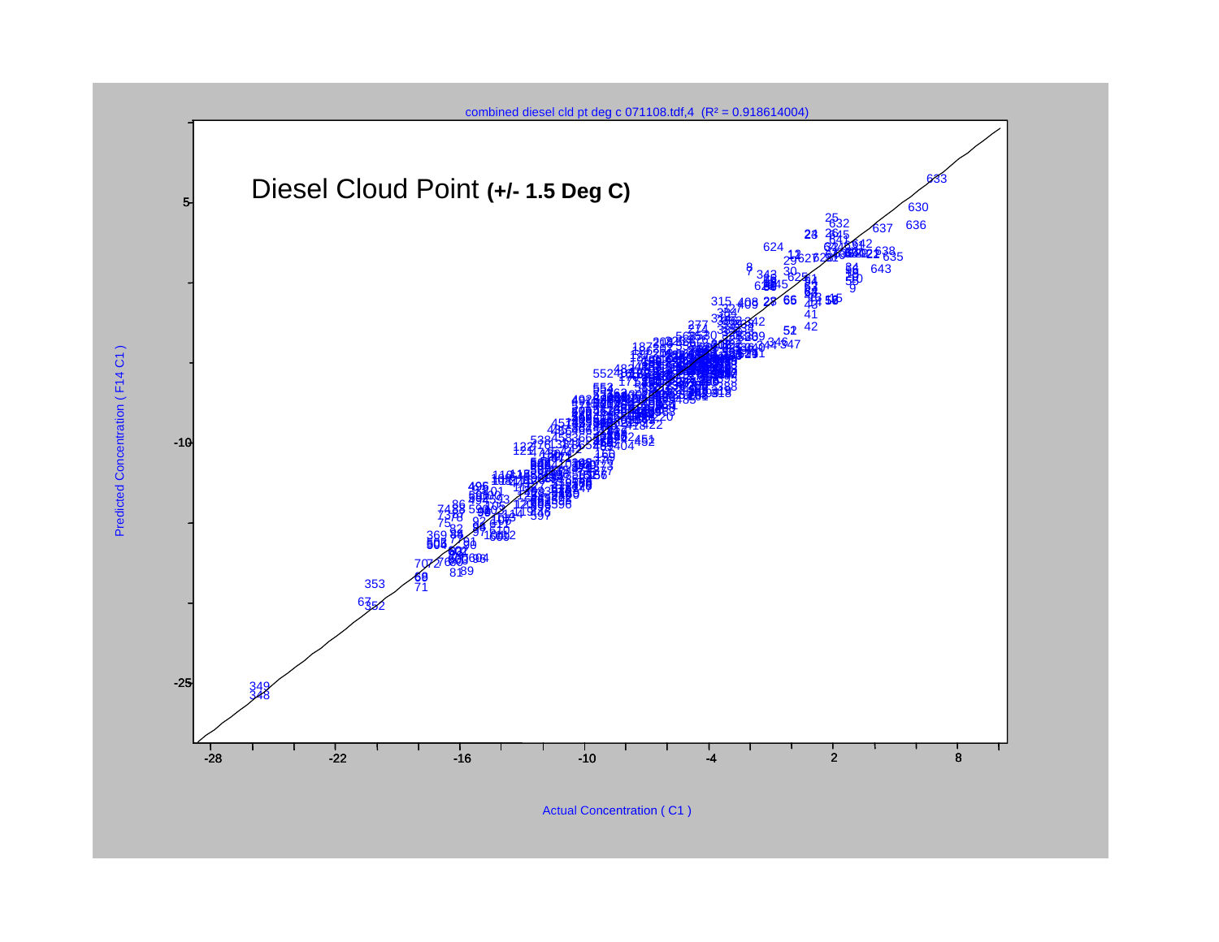combined diesel cld pt deg c 071108.tdf,4 ($R^2$ = 0.918614004)

Diesel Cloud Point **(+/- 1.5 Deg C)**

Predicted Concentration ( F14 C1 )

5

-10

-25

-28

-22

-16

-10

-4

2

8

Actual Concentration ( C1 )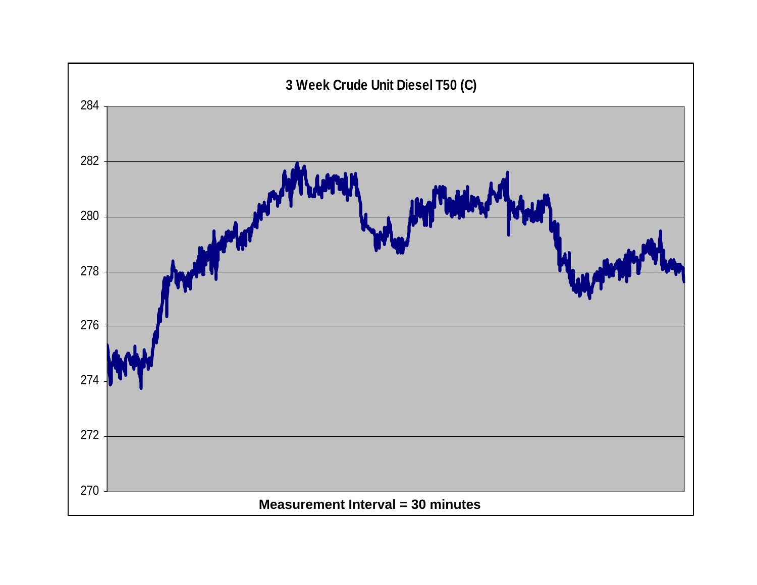3 Week Crude Unit Diesel T50 (C)

284
282
280
278
276
274
272
270

Measurement Interval = 30 minutes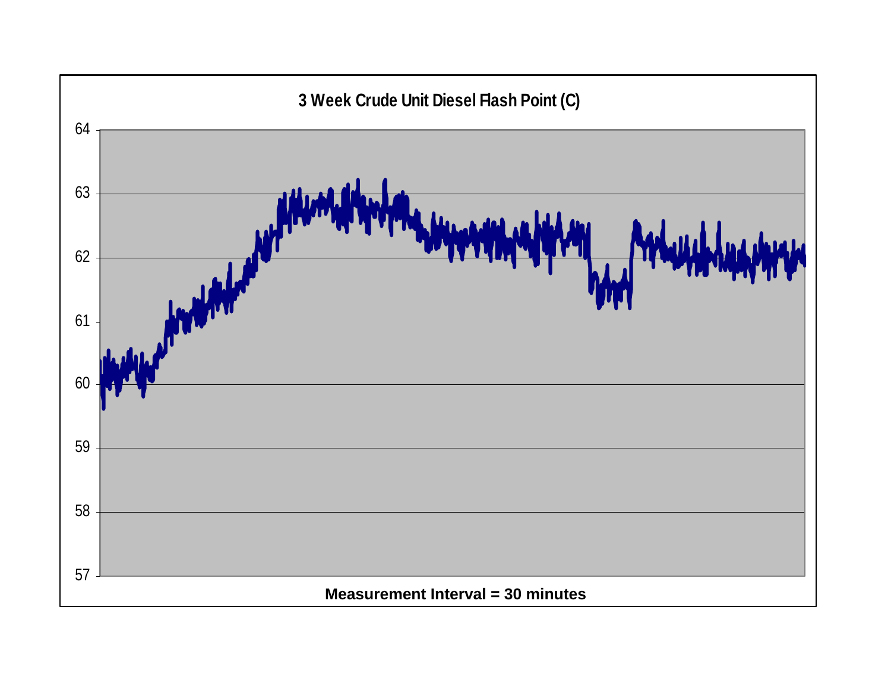3 Week Crude Unit Diesel Flash Point (C)

64

63

62

61

60

59

58

57

Measurement Interval = 30 minutes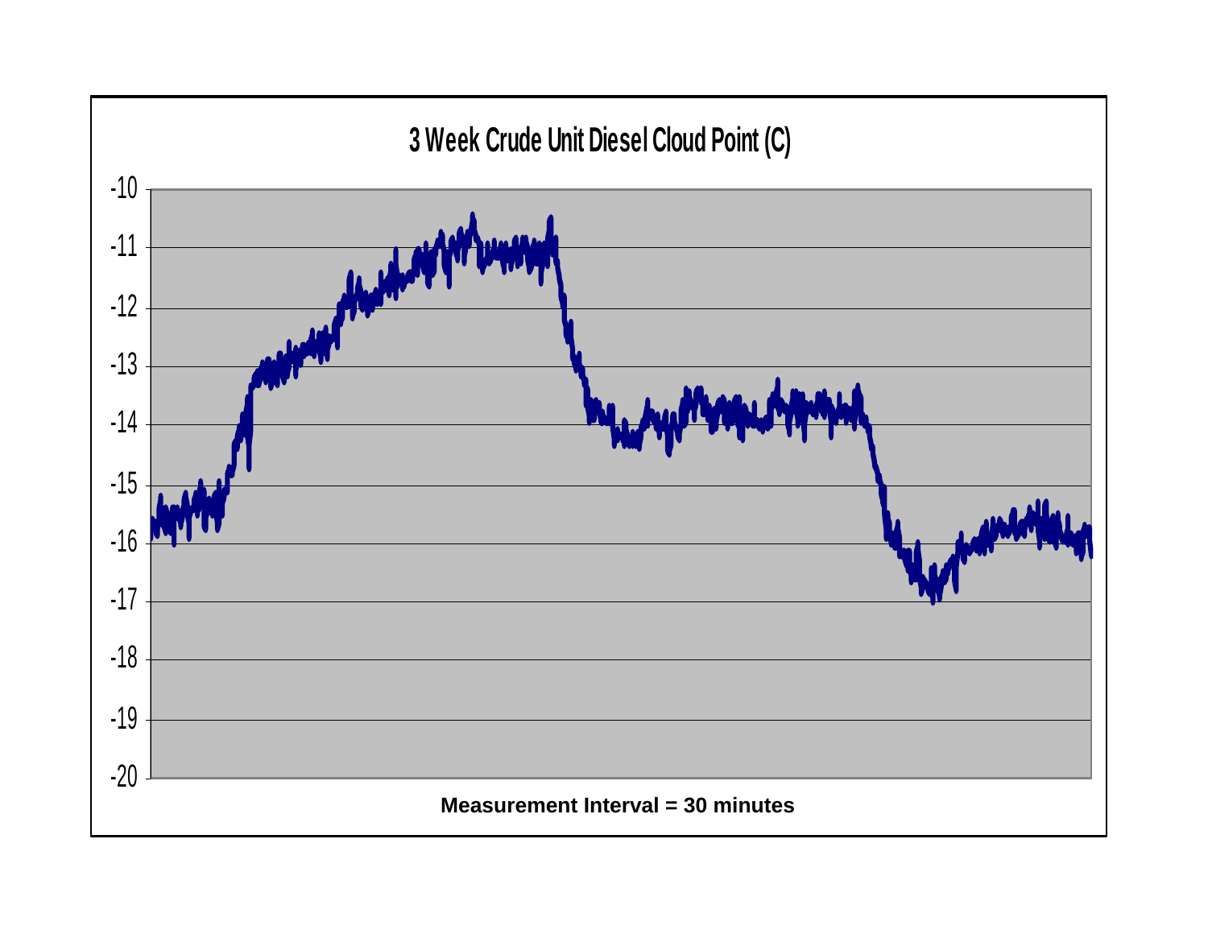3 Week Crude Unit Diesel Cloud Point (C)

-10
-11
-12
-13
-14
-15
-16
-17
-18
-19
-20

Measurement Interval = 30 minutes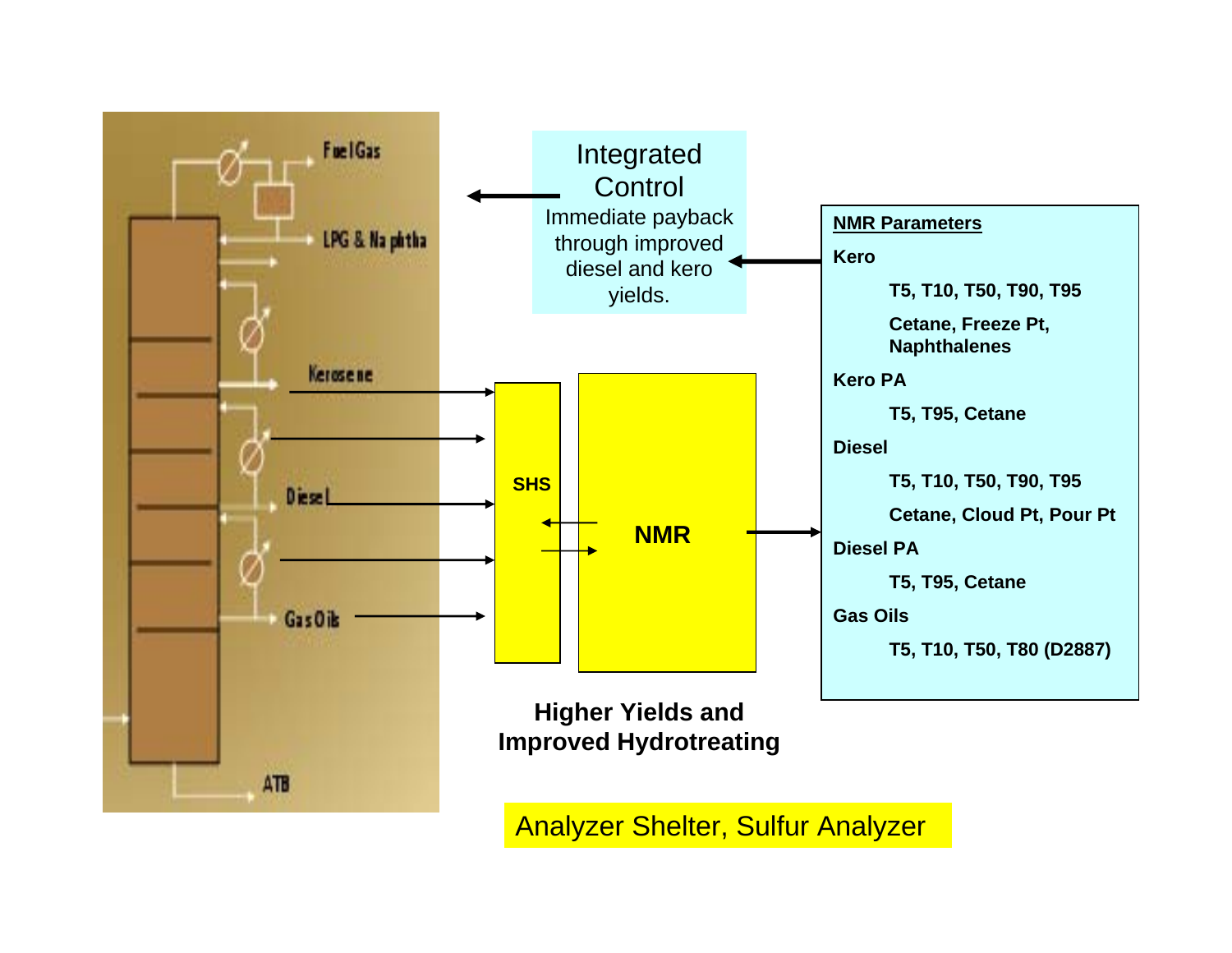Fuel Gas

LPG & Naphtha

Kerosene

Diesel

Gas Oils

ATB

SHS

NMR

**Integrated Control**

Immediate payback through improved diesel and kero yields.

**NMR Parameters**

**Kero**

- **T5, T10, T50, T90, T95**
- **Cetane, Freeze Pt, Naphthalenes**

**Kero PA**

- **T5, T95, Cetane**

**Diesel**

- **T5, T10, T50, T90, T95**
- **Cetane, Cloud Pt, Pour Pt**

**Diesel PA**

- **T5, T95, Cetane**

**Gas Oils**

- **T5, T10, T50, T80 (D2887)**

**Higher Yields and Improved Hydrotreating**

Analyzer Shelter, Sulfur Analyzer